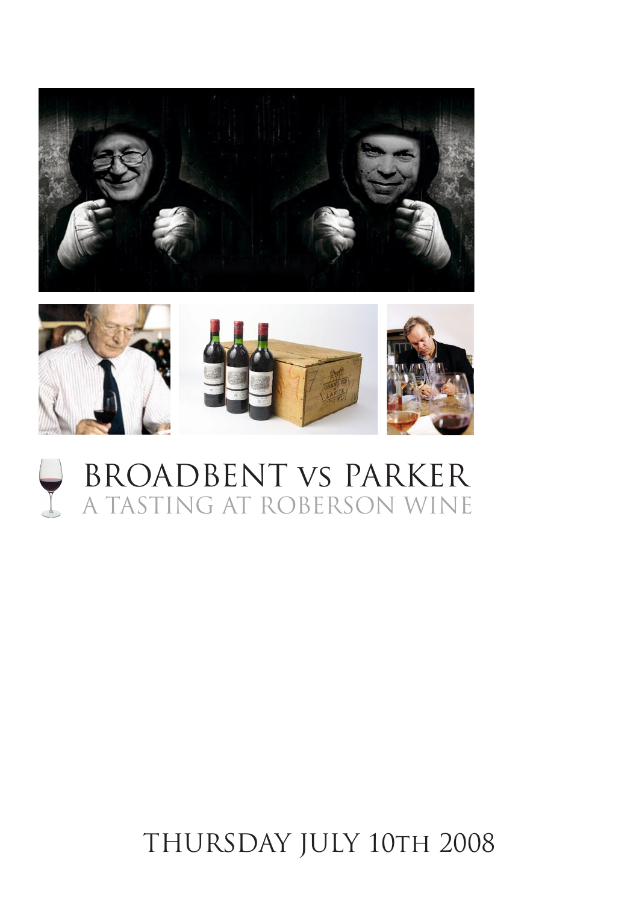# BROADBENT vs PARKER

## A TASTING AT ROBERSON WINE

THURSDAY JULY 10TH 2008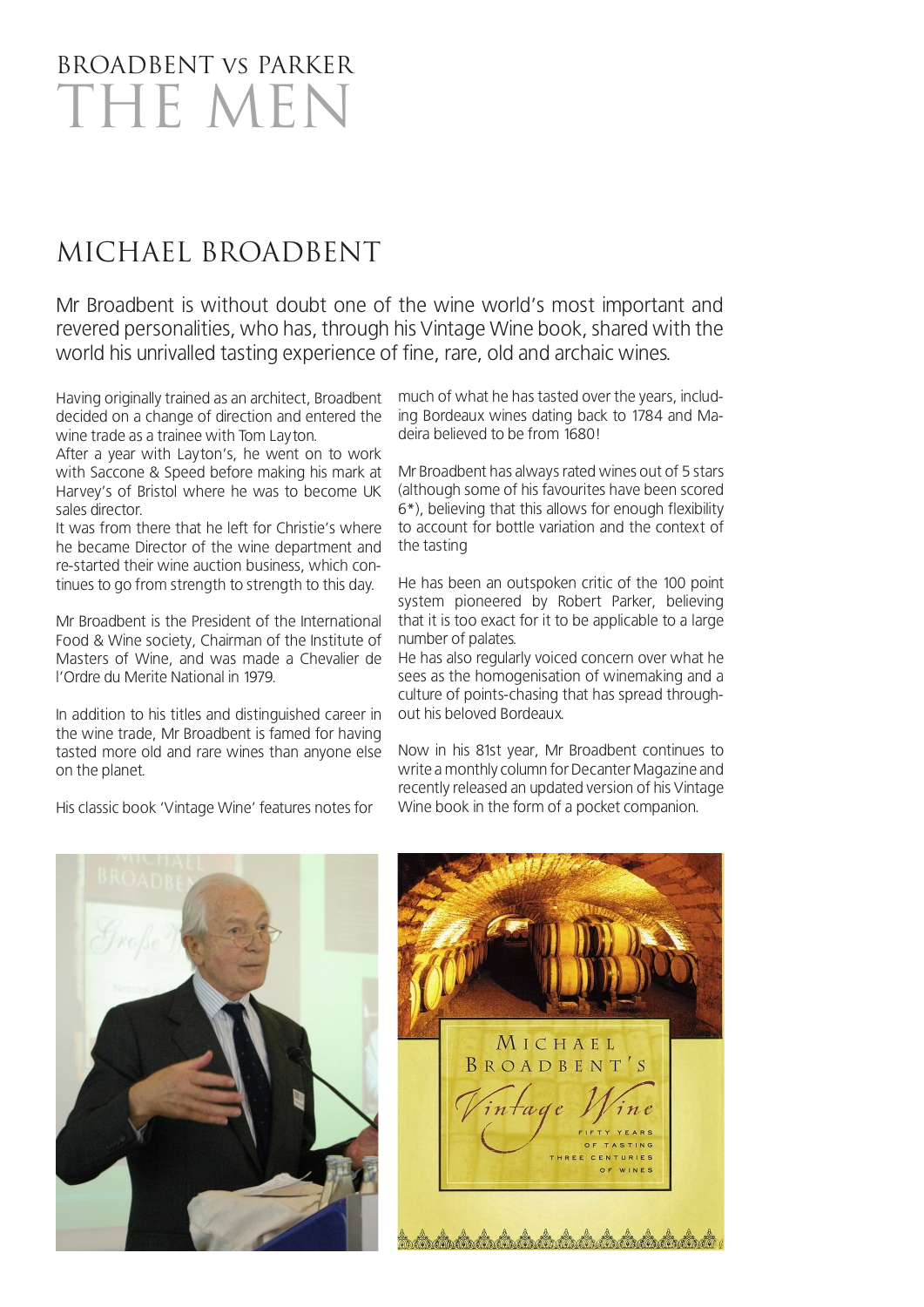# BROADBENT vs PARKER
# THE MEN

## MICHAEL BROADBENT

Mr Broadbent is without doubt one of the wine world's most important and revered personalities, who has, through his Vintage Wine book, shared with the world his unrivalled tasting experience of fine, rare, old and archaic wines.

Having originally trained as an architect, Broadbent decided on a change of direction and entered the wine trade as a trainee with Tom Layton.
After a year with Layton's, he went on to work with Saccone & Speed before making his mark at Harvey's of Bristol where he was to become UK sales director.
It was from there that he left for Christie's where he became Director of the wine department and re-started their wine auction business, which continues to go from strength to strength to this day.

Mr Broadbent is the President of the International Food & Wine society, Chairman of the Institute of Masters of Wine, and was made a Chevalier de l'Ordre du Merite National in 1979.

In addition to his titles and distinguished career in the wine trade, Mr Broadbent is famed for having tasted more old and rare wines than anyone else on the planet.

His classic book 'Vintage Wine' features notes for much of what he has tasted over the years, including Bordeaux wines dating back to 1784 and Madeira believed to be from 1680!

Mr Broadbent has always rated wines out of 5 stars (although some of his favourites have been scored 6*), believing that this allows for enough flexibility to account for bottle variation and the context of the tasting

He has been an outspoken critic of the 100 point system pioneered by Robert Parker, believing that it is too exact for it to be applicable to a large number of palates.
He has also regularly voiced concern over what he sees as the homogenisation of winemaking and a culture of points-chasing that has spread throughout his beloved Bordeaux.

Now in his 81st year, Mr Broadbent continues to write a monthly column for Decanter Magazine and recently released an updated version of his Vintage Wine book in the form of a pocket companion.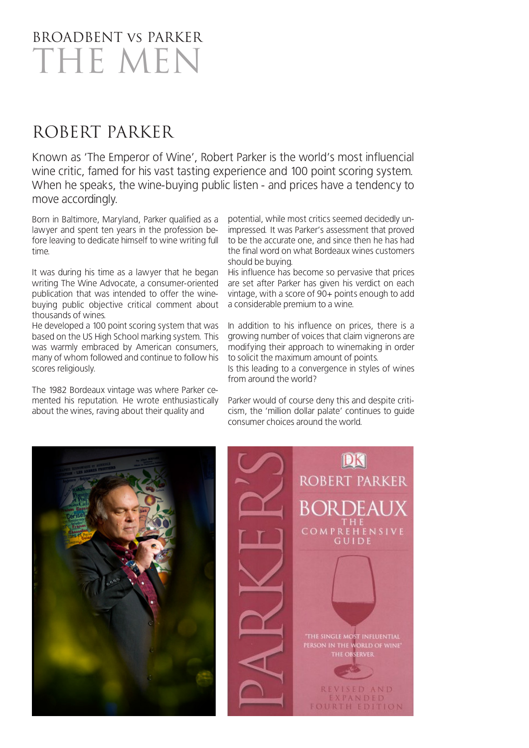# BROADBENT vs PARKER
# THE MEN

## ROBERT PARKER

Known as 'The Emperor of Wine', Robert Parker is the world's most influencial wine critic, famed for his vast tasting experience and 100 point scoring system. When he speaks, the wine-buying public listen - and prices have a tendency to move accordingly.

Born in Baltimore, Maryland, Parker qualified as a lawyer and spent ten years in the profession before leaving to dedicate himself to wine writing full time.

It was during his time as a lawyer that he began writing The Wine Advocate, a consumer-oriented publication that was intended to offer the wine-buying public objective critical comment about thousands of wines.
He developed a 100 point scoring system that was based on the US High School marking system. This was warmly embraced by American consumers, many of whom followed and continue to follow his scores religiously.

The 1982 Bordeaux vintage was where Parker cemented his reputation. He wrote enthusiastically about the wines, raving about their quality and potential, while most critics seemed decidedly unimpressed. It was Parker's assessment that proved to be the accurate one, and since then he has had the final word on what Bordeaux wines customers should be buying.
His influence has become so pervasive that prices are set after Parker has given his verdict on each vintage, with a score of 90+ points enough to add a considerable premium to a wine.

In addition to his influence on prices, there is a growing number of voices that claim vignerons are modifying their approach to winemaking in order to solicit the maximum amount of points.
Is this leading to a convergence in styles of wines from around the world?

Parker would of course deny this and despite criticism, the 'million dollar palate' continues to guide consumer choices around the world.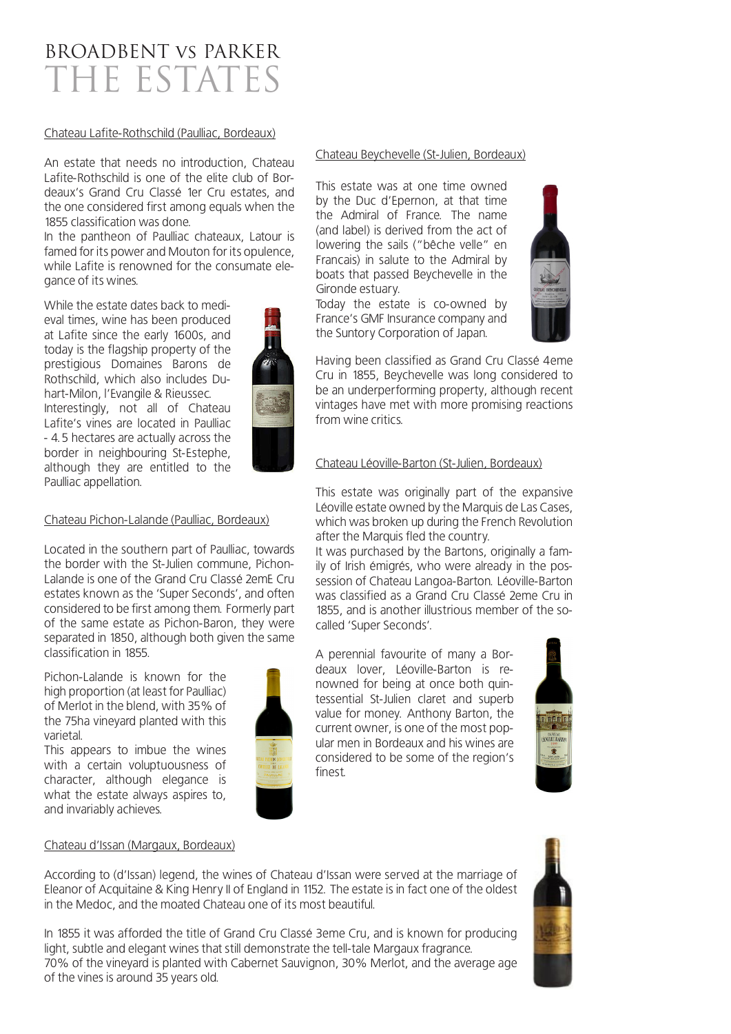# BROADBENT vs PARKER
# THE ESTATES

Chateau Lafite-Rothschild (Paulliac, Bordeaux)

An estate that needs no introduction, Chateau Lafite-Rothschild is one of the elite club of Bordeaux's Grand Cru Classé 1er Cru estates, and the one considered first among equals when the 1855 classification was done.
In the pantheon of Paulliac chateaux, Latour is famed for its power and Mouton for its opulence, while Lafite is renowned for the consumate elegance of its wines.

While the estate dates back to medieval times, wine has been produced at Lafite since the early 1600s, and today is the flagship property of the prestigious Domaines Barons de Rothschild, which also includes Duhart-Milon, l'Evangile & Rieussec.
Interestingly, not all of Chateau Lafite's vines are located in Paulliac - 4.5 hectares are actually across the border in neighbouring St-Estephe, although they are entitled to the Paulliac appellation.

Chateau Pichon-Lalande (Paulliac, Bordeaux)

Located in the southern part of Paulliac, towards the border with the St-Julien commune, Pichon-Lalande is one of the Grand Cru Classé 2emE Cru estates known as the 'Super Seconds', and often considered to be first among them. Formerly part of the same estate as Pichon-Baron, they were separated in 1850, although both given the same classification in 1855.

Pichon-Lalande is known for the high proportion (at least for Paulliac) of Merlot in the blend, with 35% of the 75ha vineyard planted with this varietal.
This appears to imbue the wines with a certain voluptuousness of character, although elegance is what the estate always aspires to, and invariably achieves.

Chateau Beychevelle (St-Julien, Bordeaux)

This estate was at one time owned by the Duc d'Epernon, at that time the Admiral of France. The name (and label) is derived from the act of lowering the sails ("bêche velle" en Francais) in salute to the Admiral by boats that passed Beychevelle in the Gironde estuary.
Today the estate is co-owned by France's GMF Insurance company and the Suntory Corporation of Japan.

Having been classified as Grand Cru Classé 4eme Cru in 1855, Beychevelle was long considered to be an underperforming property, although recent vintages have met with more promising reactions from wine critics.

Chateau Léoville-Barton (St-Julien, Bordeaux)

This estate was originally part of the expansive Léoville estate owned by the Marquis de Las Cases, which was broken up during the French Revolution after the Marquis fled the country.
It was purchased by the Bartons, originally a family of Irish émigrés, who were already in the possession of Chateau Langoa-Barton. Léoville-Barton was classified as a Grand Cru Classé 2eme Cru in 1855, and is another illustrious member of the so-called 'Super Seconds'.

A perennial favourite of many a Bordeaux lover, Léoville-Barton is renowned for being at once both quintessential St-Julien claret and superb value for money. Anthony Barton, the current owner, is one of the most popular men in Bordeaux and his wines are considered to be some of the region's finest.

Chateau d'Issan (Margaux, Bordeaux)

According to (d'Issan) legend, the wines of Chateau d'Issan were served at the marriage of Eleanor of Acquitaine & King Henry II of England in 1152. The estate is in fact one of the oldest in the Medoc, and the moated Chateau one of its most beautiful.

In 1855 it was afforded the title of Grand Cru Classé 3eme Cru, and is known for producing light, subtle and elegant wines that still demonstrate the tell-tale Margaux fragrance.
70% of the vineyard is planted with Cabernet Sauvignon, 30% Merlot, and the average age of the vines is around 35 years old.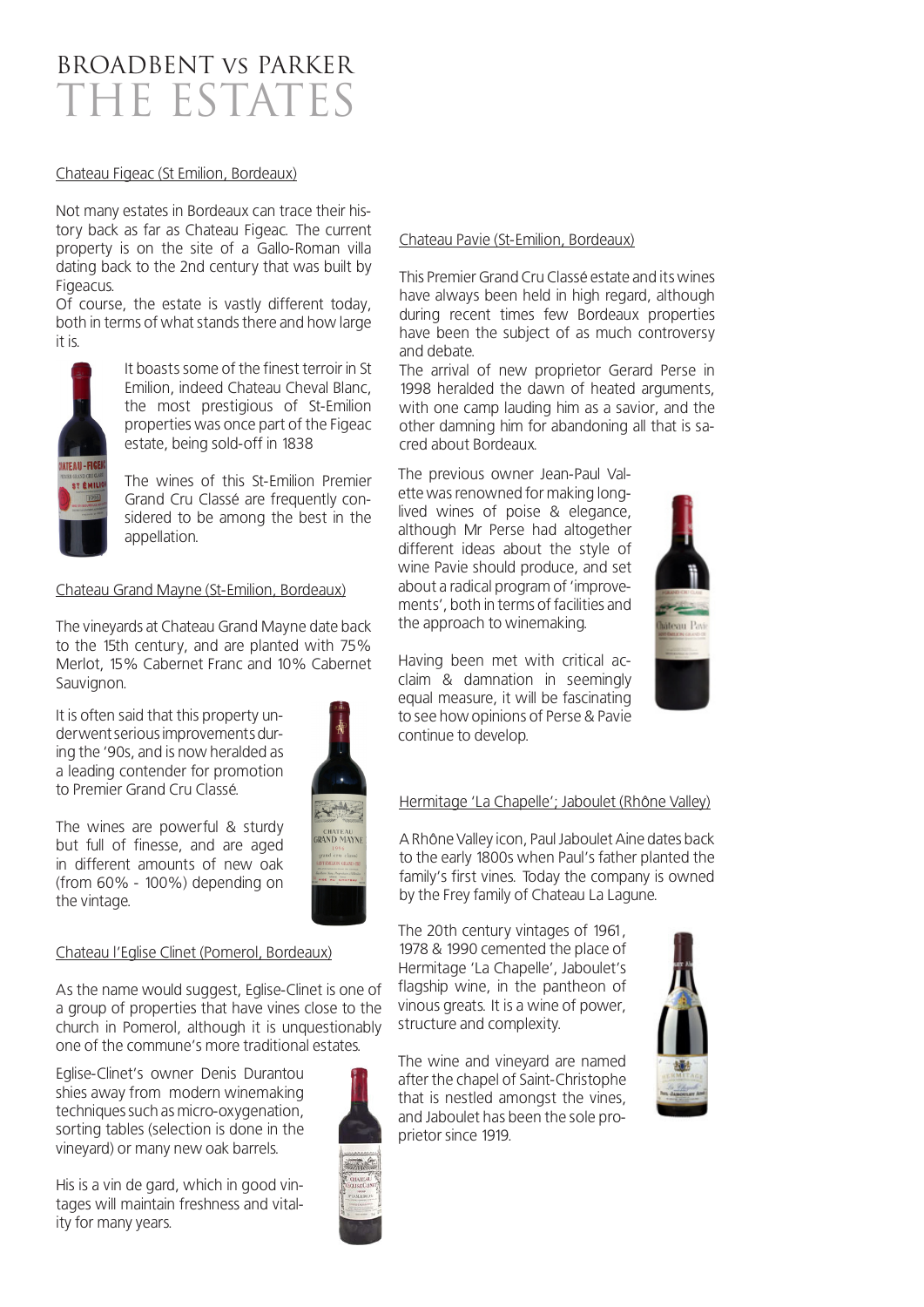# BROADBENT vs PARKER
# THE ESTATES

## Chateau Figeac (St Emilion, Bordeaux)

Not many estates in Bordeaux can trace their history back as far as Chateau Figeac. The current property is on the site of a Gallo-Roman villa dating back to the 2nd century that was built by Figeacus.

Of course, the estate is vastly different today, both in terms of what stands there and how large it is.

It boasts some of the finest terroir in St Emilion, indeed Chateau Cheval Blanc, the most prestigious of St-Emilion properties was once part of the Figeac estate, being sold-off in 1838

The wines of this St-Emilion Premier Grand Cru Classé are frequently considered to be among the best in the appellation.

## Chateau Grand Mayne (St-Emilion, Bordeaux)

The vineyards at Chateau Grand Mayne date back to the 15th century, and are planted with 75% Merlot, 15% Cabernet Franc and 10% Cabernet Sauvignon.

It is often said that this property underwent serious improvements during the '90s, and is now heralded as a leading contender for promotion to Premier Grand Cru Classé.

The wines are powerful & sturdy but full of finesse, and are aged in different amounts of new oak (from 60% - 100%) depending on the vintage.

## Chateau l'Eglise Clinet (Pomerol, Bordeaux)

As the name would suggest, Eglise-Clinet is one of a group of properties that have vines close to the church in Pomerol, although it is unquestionably one of the commune's more traditional estates.

Eglise-Clinet's owner Denis Durantou shies away from modern winemaking techniques such as micro-oxygenation, sorting tables (selection is done in the vineyard) or many new oak barrels.

His is a vin de gard, which in good vintages will maintain freshness and vitality for many years.

## Chateau Pavie (St-Emilion, Bordeaux)

This Premier Grand Cru Classé estate and its wines have always been held in high regard, although during recent times few Bordeaux properties have been the subject of as much controversy and debate.

The arrival of new proprietor Gerard Perse in 1998 heralded the dawn of heated arguments, with one camp lauding him as a savior, and the other damning him for abandoning all that is sacred about Bordeaux.

The previous owner Jean-Paul Valette was renowned for making long-lived wines of poise & elegance, although Mr Perse had altogether different ideas about the style of wine Pavie should produce, and set about a radical program of 'improvements', both in terms of facilities and the approach to winemaking.

Having been met with critical acclaim & damnation in seemingly equal measure, it will be fascinating to see how opinions of Perse & Pavie continue to develop.

## Hermitage 'La Chapelle'; Jaboulet (Rhône Valley)

A Rhône Valley icon, Paul Jaboulet Aine dates back to the early 1800s when Paul's father planted the family's first vines. Today the company is owned by the Frey family of Chateau La Lagune.

The 20th century vintages of 1961, 1978 & 1990 cemented the place of Hermitage 'La Chapelle', Jaboulet's flagship wine, in the pantheon of vinous greats. It is a wine of power, structure and complexity.

The wine and vineyard are named after the chapel of Saint-Christophe that is nestled amongst the vines, and Jaboulet has been the sole proprietor since 1919.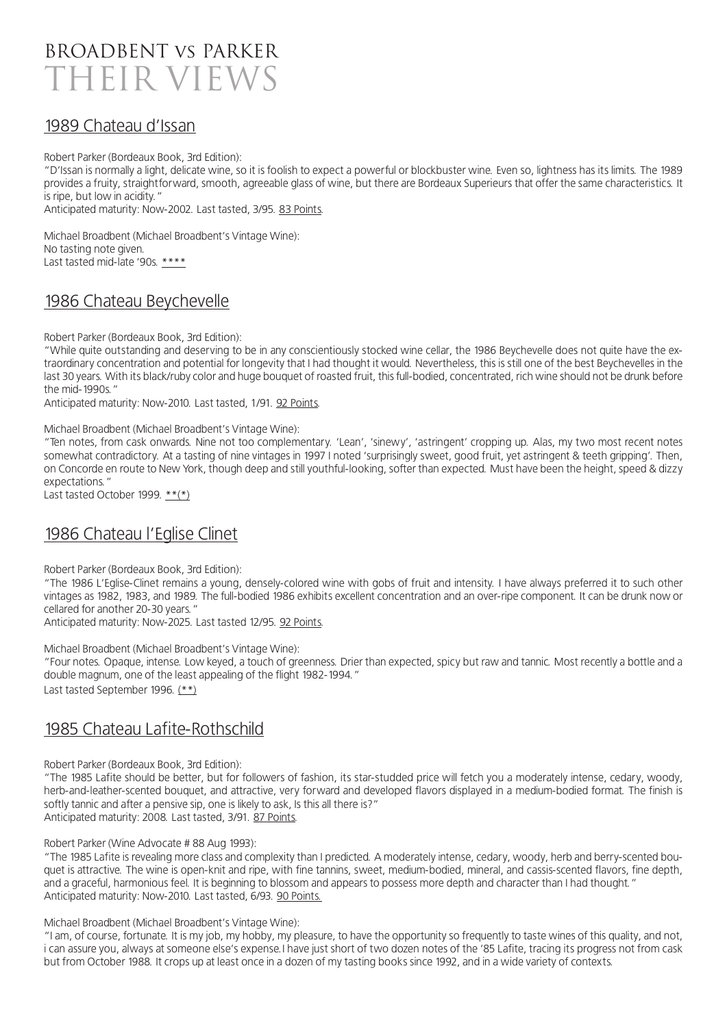# BROADBENT vs PARKER
# THEIR VIEWS

## 1989 Chateau d'Issan

Robert Parker (Bordeaux Book, 3rd Edition):
"D'Issan is normally a light, delicate wine, so it is foolish to expect a powerful or blockbuster wine. Even so, lightness has its limits. The 1989 provides a fruity, straightforward, smooth, agreeable glass of wine, but there are Bordeaux Superieurs that offer the same characteristics. It is ripe, but low in acidity."
Anticipated maturity: Now-2002. Last tasted, 3/95. 83 Points.

Michael Broadbent (Michael Broadbent's Vintage Wine):
No tasting note given.
Last tasted mid-late '90s. ****

## 1986 Chateau Beychevelle

Robert Parker (Bordeaux Book, 3rd Edition):
"While quite outstanding and deserving to be in any conscientiously stocked wine cellar, the 1986 Beychevelle does not quite have the extraordinary concentration and potential for longevity that I had thought it would. Nevertheless, this is still one of the best Beychevelles in the last 30 years. With its black/ruby color and huge bouquet of roasted fruit, this full-bodied, concentrated, rich wine should not be drunk before the mid-1990s."
Anticipated maturity: Now-2010. Last tasted, 1/91. 92 Points.

Michael Broadbent (Michael Broadbent's Vintage Wine):
"Ten notes, from cask onwards. Nine not too complementary. 'Lean', 'sinewy', 'astringent' cropping up. Alas, my two most recent notes somewhat contradictory. At a tasting of nine vintages in 1997 I noted 'surprisingly sweet, good fruit, yet astringent & teeth gripping'. Then, on Concorde en route to New York, though deep and still youthful-looking, softer than expected. Must have been the height, speed & dizzy expectations."
Last tasted October 1999. **(*)

## 1986 Chateau l'Eglise Clinet

Robert Parker (Bordeaux Book, 3rd Edition):
"The 1986 L'Eglise-Clinet remains a young, densely-colored wine with gobs of fruit and intensity. I have always preferred it to such other vintages as 1982, 1983, and 1989. The full-bodied 1986 exhibits excellent concentration and an over-ripe component. It can be drunk now or cellared for another 20-30 years."
Anticipated maturity: Now-2025. Last tasted 12/95. 92 Points.

Michael Broadbent (Michael Broadbent's Vintage Wine):
"Four notes. Opaque, intense. Low keyed, a touch of greenness. Drier than expected, spicy but raw and tannic. Most recently a bottle and a double magnum, one of the least appealing of the flight 1982-1994."
Last tasted September 1996. (**)

## 1985 Chateau Lafite-Rothschild

Robert Parker (Bordeaux Book, 3rd Edition):
"The 1985 Lafite should be better, but for followers of fashion, its star-studded price will fetch you a moderately intense, cedary, woody, herb-and-leather-scented bouquet, and attractive, very forward and developed flavors displayed in a medium-bodied format. The finish is softly tannic and after a pensive sip, one is likely to ask, Is this all there is?"
Anticipated maturity: 2008. Last tasted, 3/91. 87 Points.

Robert Parker (Wine Advocate # 88 Aug 1993):
"The 1985 Lafite is revealing more class and complexity than I predicted. A moderately intense, cedary, woody, herb and berry-scented bouquet is attractive. The wine is open-knit and ripe, with fine tannins, sweet, medium-bodied, mineral, and cassis-scented flavors, fine depth, and a graceful, harmonious feel. It is beginning to blossom and appears to possess more depth and character than I had thought."
Anticipated maturity: Now-2010. Last tasted, 6/93. 90 Points.

Michael Broadbent (Michael Broadbent's Vintage Wine):
"I am, of course, fortunate. It is my job, my hobby, my pleasure, to have the opportunity so frequently to taste wines of this quality, and not, i can assure you, always at someone else's expense. I have just short of two dozen notes of the '85 Lafite, tracing its progress not from cask but from October 1988. It crops up at least once in a dozen of my tasting books since 1992, and in a wide variety of contexts.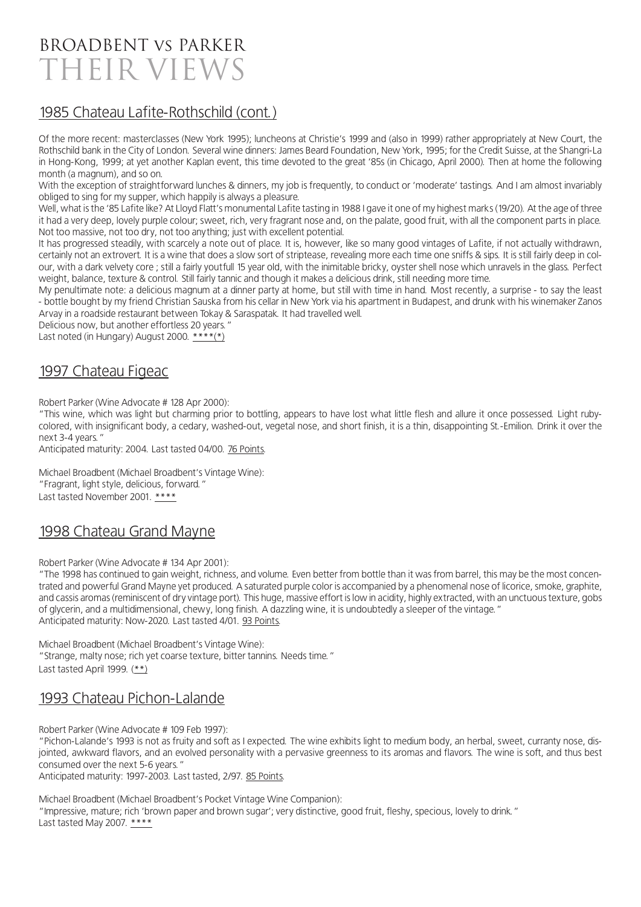# BROADBENT vs PARKER
# THEIR VIEWS

## 1985 Chateau Lafite-Rothschild (cont.)

Of the more recent: masterclasses (New York 1995); luncheons at Christie's 1999 and (also in 1999) rather appropriately at New Court, the Rothschild bank in the City of London. Several wine dinners: James Beard Foundation, New York, 1995; for the Credit Suisse, at the Shangri-La in Hong-Kong, 1999; at yet another Kaplan event, this time devoted to the great '85s (in Chicago, April 2000). Then at home the following month (a magnum), and so on.

With the exception of straightforward lunches & dinners, my job is frequently, to conduct or 'moderate' tastings. And I am almost invariably obliged to sing for my supper, which happily is always a pleasure.

Well, what is the '85 Lafite like? At Lloyd Flatt's monumental Lafite tasting in 1988 I gave it one of my highest marks (19/20). At the age of three it had a very deep, lovely purple colour; sweet, rich, very fragrant nose and, on the palate, good fruit, with all the component parts in place. Not too massive, not too dry, not too anything; just with excellent potential.

It has progressed steadily, with scarcely a note out of place. It is, however, like so many good vintages of Lafite, if not actually withdrawn, certainly not an extrovert. It is a wine that does a slow sort of striptease, revealing more each time one sniffs & sips. It is still fairly deep in colour, with a dark velvety core ; still a fairly youtfull 15 year old, with the inimitable bricky, oyster shell nose which unravels in the glass. Perfect weight, balance, texture & control. Still fairly tannic and though it makes a delicious drink, still needing more time.

My penultimate note: a delicious magnum at a dinner party at home, but still with time in hand. Most recently, a surprise - to say the least - bottle bought by my friend Christian Sauska from his cellar in New York via his apartment in Budapest, and drunk with his winemaker Zanos Arvay in a roadside restaurant between Tokay & Saraspatak. It had travelled well.

Delicious now, but another effortless 20 years. "

Last noted (in Hungary) August 2000. ****(*)

## 1997 Chateau Figeac

Robert Parker (Wine Advocate # 128 Apr 2000):

"This wine, which was light but charming prior to bottling, appears to have lost what little flesh and allure it once possessed. Light ruby-colored, with insignificant body, a cedary, washed-out, vegetal nose, and short finish, it is a thin, disappointing St.-Emilion. Drink it over the next 3-4 years. "

Anticipated maturity: 2004. Last tasted 04/00. 76 Points.

Michael Broadbent (Michael Broadbent's Vintage Wine):

"Fragrant, light style, delicious, forward. "

Last tasted November 2001. ****

## 1998 Chateau Grand Mayne

Robert Parker (Wine Advocate # 134 Apr 2001):

"The 1998 has continued to gain weight, richness, and volume. Even better from bottle than it was from barrel, this may be the most concentrated and powerful Grand Mayne yet produced. A saturated purple color is accompanied by a phenomenal nose of licorice, smoke, graphite, and cassis aromas (reminiscent of dry vintage port). This huge, massive effort is low in acidity, highly extracted, with an unctuous texture, gobs of glycerin, and a multidimensional, chewy, long finish. A dazzling wine, it is undoubtedly a sleeper of the vintage. "

Anticipated maturity: Now-2020. Last tasted 4/01. 93 Points.

Michael Broadbent (Michael Broadbent's Vintage Wine):

"Strange, malty nose; rich yet coarse texture, bitter tannins. Needs time. "

Last tasted April 1999. (**)

## 1993 Chateau Pichon-Lalande

Robert Parker (Wine Advocate # 109 Feb 1997):

"Pichon-Lalande's 1993 is not as fruity and soft as I expected. The wine exhibits light to medium body, an herbal, sweet, curranty nose, disjointed, awkward flavors, and an evolved personality with a pervasive greenness to its aromas and flavors. The wine is soft, and thus best consumed over the next 5-6 years. "

Anticipated maturity: 1997-2003. Last tasted, 2/97. 85 Points.

Michael Broadbent (Michael Broadbent's Pocket Vintage Wine Companion):

"Impressive, mature; rich 'brown paper and brown sugar'; very distinctive, good fruit, fleshy, specious, lovely to drink. "

Last tasted May 2007. ****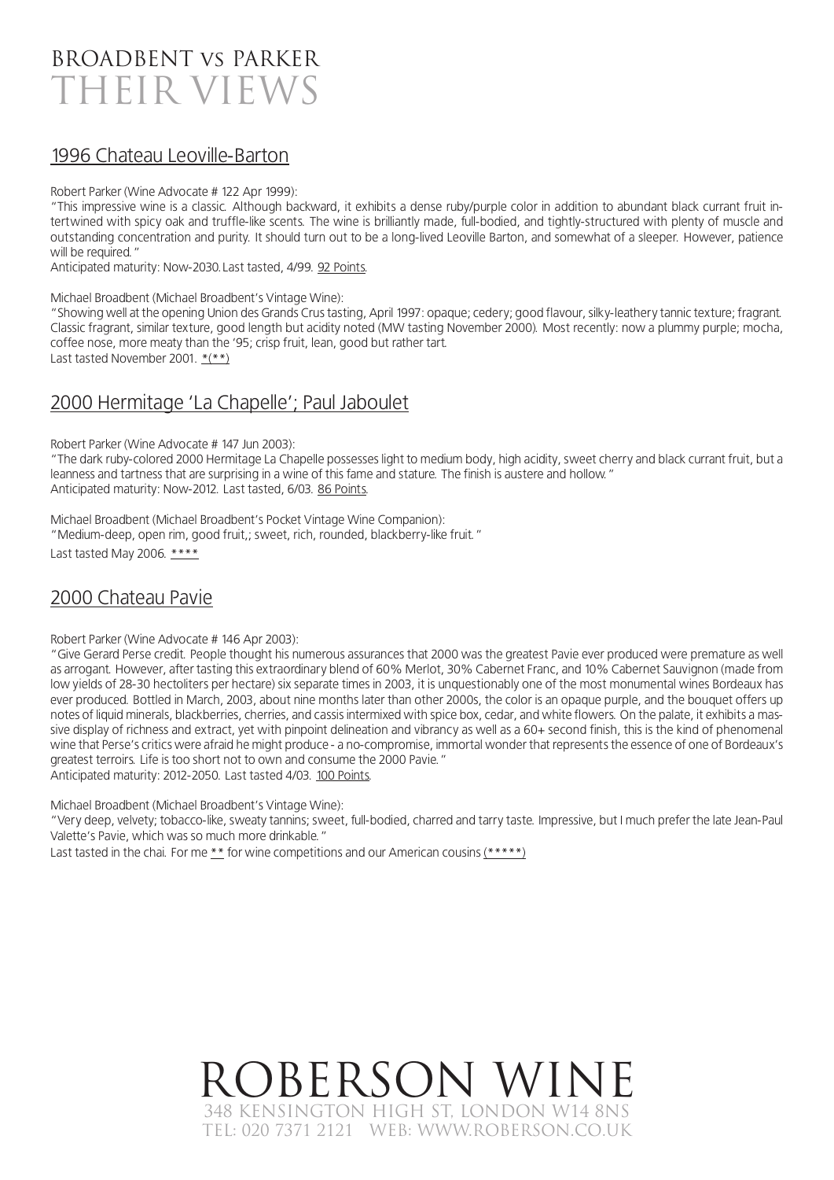# BROADBENT vs PARKER
# THEIR VIEWS

## 1996 Chateau Leoville-Barton

Robert Parker (Wine Advocate # 122 Apr 1999):

"This impressive wine is a classic. Although backward, it exhibits a dense ruby/purple color in addition to abundant black currant fruit intertwined with spicy oak and truffle-like scents. The wine is brilliantly made, full-bodied, and tightly-structured with plenty of muscle and outstanding concentration and purity. It should turn out to be a long-lived Leoville Barton, and somewhat of a sleeper. However, patience will be required."

Anticipated maturity: Now-2030. Last tasted, 4/99. 92 Points.

Michael Broadbent (Michael Broadbent's Vintage Wine):

"Showing well at the opening Union des Grands Crus tasting, April 1997: opaque; cedery; good flavour, silky-leathery tannic texture; fragrant. Classic fragrant, similar texture, good length but acidity noted (MW tasting November 2000). Most recently: now a plummy purple; mocha, coffee nose, more meaty than the '95; crisp fruit, lean, good but rather tart.

Last tasted November 2001. *(**)

## 2000 Hermitage 'La Chapelle'; Paul Jaboulet

Robert Parker (Wine Advocate # 147 Jun 2003):

"The dark ruby-colored 2000 Hermitage La Chapelle possesses light to medium body, high acidity, sweet cherry and black currant fruit, but a leanness and tartness that are surprising in a wine of this fame and stature. The finish is austere and hollow."

Anticipated maturity: Now-2012. Last tasted, 6/03. 86 Points.

Michael Broadbent (Michael Broadbent's Pocket Vintage Wine Companion):

"Medium-deep, open rim, good fruit,; sweet, rich, rounded, blackberry-like fruit."

Last tasted May 2006. ****

## 2000 Chateau Pavie

Robert Parker (Wine Advocate # 146 Apr 2003):

"Give Gerard Perse credit. People thought his numerous assurances that 2000 was the greatest Pavie ever produced were premature as well as arrogant. However, after tasting this extraordinary blend of 60% Merlot, 30% Cabernet Franc, and 10% Cabernet Sauvignon (made from low yields of 28-30 hectoliters per hectare) six separate times in 2003, it is unquestionably one of the most monumental wines Bordeaux has ever produced. Bottled in March, 2003, about nine months later than other 2000s, the color is an opaque purple, and the bouquet offers up notes of liquid minerals, blackberries, cherries, and cassis intermixed with spice box, cedar, and white flowers. On the palate, it exhibits a massive display of richness and extract, yet with pinpoint delineation and vibrancy as well as a 60+ second finish, this is the kind of phenomenal wine that Perse's critics were afraid he might produce - a no-compromise, immortal wonder that represents the essence of one of Bordeaux's greatest terroirs. Life is too short not to own and consume the 2000 Pavie."

Anticipated maturity: 2012-2050. Last tasted 4/03. 100 Points.

Michael Broadbent (Michael Broadbent's Vintage Wine):

"Very deep, velvety; tobacco-like, sweaty tannins; sweet, full-bodied, charred and tarry taste. Impressive, but I much prefer the late Jean-Paul Valette's Pavie, which was so much more drinkable."

Last tasted in the chai. For me ** for wine competitions and our American cousins (*****)

ROBERSON WINE

348 KENSINGTON HIGH ST, LONDON W14 8NS

TEL: 020 7371 2121 WEB: WWW.ROBERSON.CO.UK